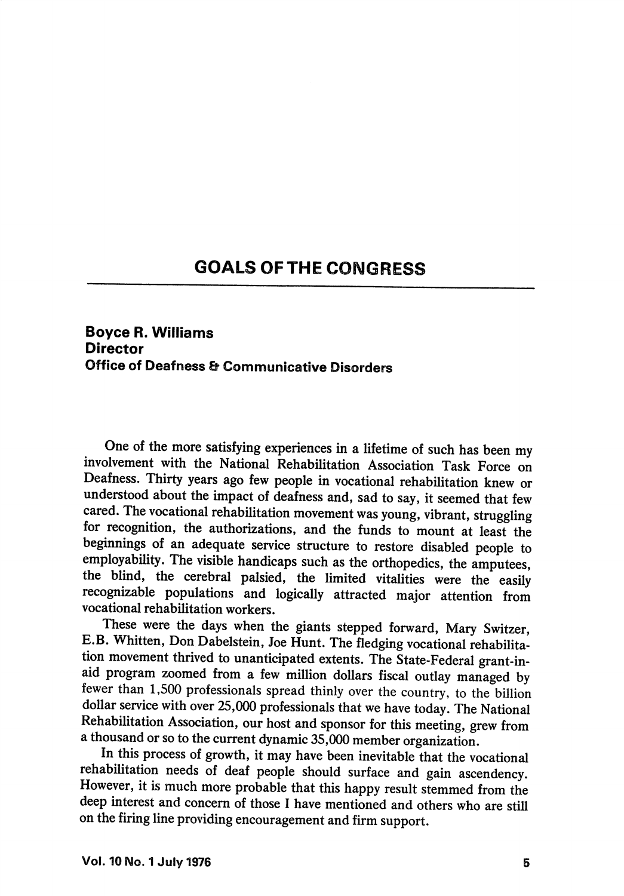# GOALS OF THE CONGRESS

**Boyce R. Williams**
**Director**
**Office of Deafness & Communicative Disorders**

One of the more satisfying experiences in a lifetime of such has been my involvement with the National Rehabilitation Association Task Force on Deafness. Thirty years ago few people in vocational rehabilitation knew or understood about the impact of deafness and, sad to say, it seemed that few cared. The vocational rehabilitation movement was young, vibrant, struggling for recognition, the authorizations, and the funds to mount at least the beginnings of an adequate service structure to restore disabled people to employability. The visible handicaps such as the orthopedics, the amputees, the blind, the cerebral palsied, the limited vitalities were the easily recognizable populations and logically attracted major attention from vocational rehabilitation workers.

These were the days when the giants stepped forward, Mary Switzer, E.B. Whitten, Don Dabelstein, Joe Hunt. The fledging vocational rehabilitation movement thrived to unanticipated extents. The State-Federal grant-in-aid program zoomed from a few million dollars fiscal outlay managed by fewer than 1,500 professionals spread thinly over the country, to the billion dollar service with over 25,000 professionals that we have today. The National Rehabilitation Association, our host and sponsor for this meeting, grew from a thousand or so to the current dynamic 35,000 member organization.

In this process of growth, it may have been inevitable that the vocational rehabilitation needs of deaf people should surface and gain ascendency. However, it is much more probable that this happy result stemmed from the deep interest and concern of those I have mentioned and others who are still on the firing line providing encouragement and firm support.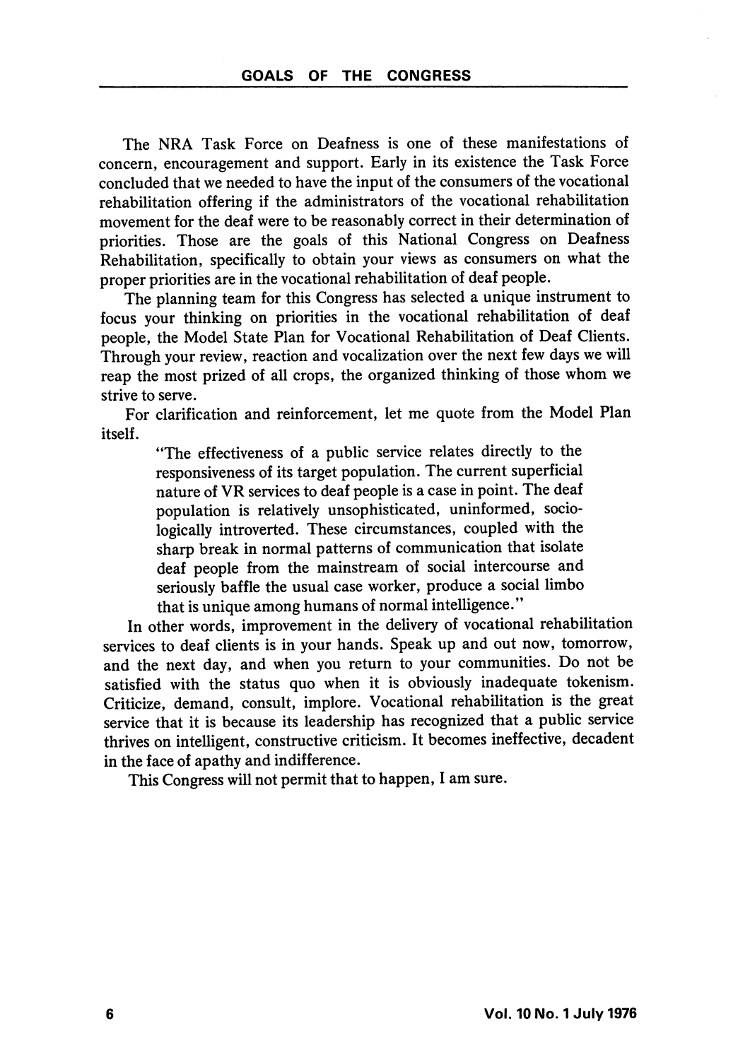The NRA Task Force on Deafness is one of these manifestations of concern, encouragement and support. Early in its existence the Task Force concluded that we needed to have the input of the consumers of the vocational rehabilitation offering if the administrators of the vocational rehabilitation movement for the deaf were to be reasonably correct in their determination of priorities. Those are the goals of this National Congress on Deafness Rehabilitation, specifically to obtain your views as consumers on what the proper priorities are in the vocational rehabilitation of deaf people.

The planning team for this Congress has selected a unique instrument to focus your thinking on priorities in the vocational rehabilitation of deaf people, the Model State Plan for Vocational Rehabilitation of Deaf Clients. Through your review, reaction and vocalization over the next few days we will reap the most prized of all crops, the organized thinking of those whom we strive to serve.

For clarification and reinforcement, let me quote from the Model Plan itself.

> "The effectiveness of a public service relates directly to the responsiveness of its target population. The current superficial nature of VR services to deaf people is a case in point. The deaf population is relatively unsophisticated, uninformed, sociologically introverted. These circumstances, coupled with the sharp break in normal patterns of communication that isolate deaf people from the mainstream of social intercourse and seriously baffle the usual case worker, produce a social limbo that is unique among humans of normal intelligence."

In other words, improvement in the delivery of vocational rehabilitation services to deaf clients is in your hands. Speak up and out now, tomorrow, and the next day, and when you return to your communities. Do not be satisfied with the status quo when it is obviously inadequate tokenism. Criticize, demand, consult, implore. Vocational rehabilitation is the great service that it is because its leadership has recognized that a public service thrives on intelligent, constructive criticism. It becomes ineffective, decadent in the face of apathy and indifference.

This Congress will not permit that to happen, I am sure.